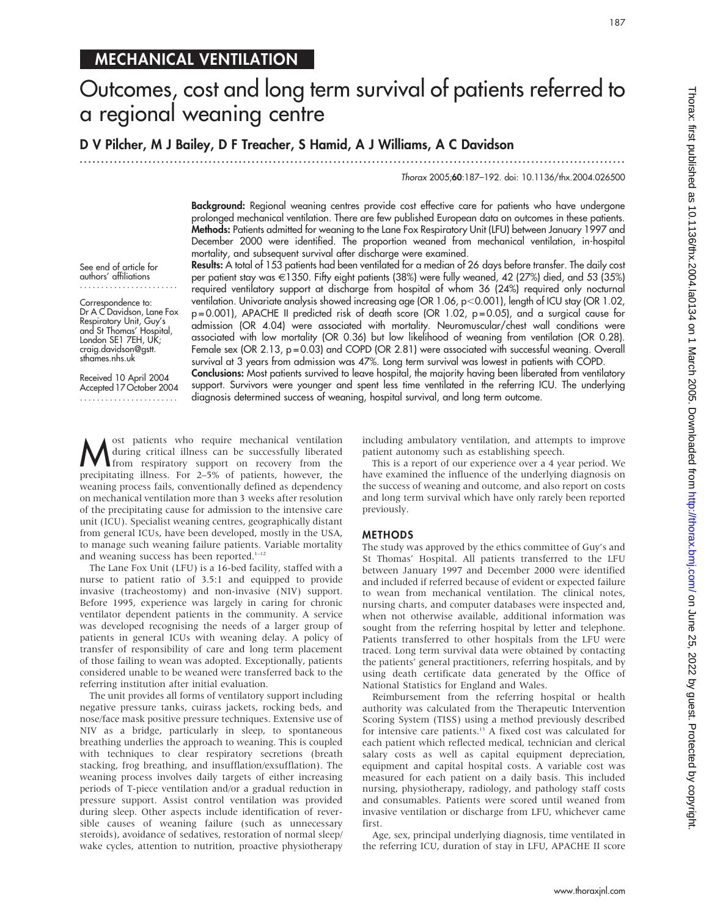MECHANICAL VENTILATION

# Outcomes, cost and long term survival of patients referred to a regional weaning centre

**D V Pilcher, M J Bailey, D F Treacher, S Hamid, A J Williams, A C Davidson**

*Thorax* 2005;**60**:187–192. doi: 10.1136/thx.2004.026500

See end of article for authors' affiliations

Correspondence to: Dr A C Davidson, Lane Fox Respiratory Unit, Guy's and St Thomas' Hospital, London SE1 7EH, UK; craig.davidson@gstt.sthames.nhs.uk

Received 10 April 2004
Accepted 17 October 2004

**Background:** Regional weaning centres provide cost effective care for patients who have undergone prolonged mechanical ventilation. There are few published European data on outcomes in these patients.

**Methods:** Patients admitted for weaning to the Lane Fox Respiratory Unit (LFU) between January 1997 and December 2000 were identified. The proportion weaned from mechanical ventilation, in-hospital mortality, and subsequent survival after discharge were examined.

**Results:** A total of 153 patients had been ventilated for a median of 26 days before transfer. The daily cost per patient stay was €1350. Fifty eight patients (38%) were fully weaned, 42 (27%) died, and 53 (35%) required ventilatory support at discharge from hospital of whom 36 (24%) required only nocturnal ventilation. Univariate analysis showed increasing age (OR 1.06, $p<0.001$), length of ICU stay (OR 1.02, $p=0.001$), APACHE II predicted risk of death score (OR 1.02, $p=0.05$), and a surgical cause for admission (OR 4.04) were associated with mortality. Neuromuscular/chest wall conditions were associated with low mortality (OR 0.36) but low likelihood of weaning from ventilation (OR 0.28). Female sex (OR 2.13, $p=0.03$) and COPD (OR 2.81) were associated with successful weaning. Overall survival at 3 years from admission was 47%. Long term survival was lowest in patients with COPD.

**Conclusions:** Most patients survived to leave hospital, the majority having been liberated from ventilatory support. Survivors were younger and spent less time ventilated in the referring ICU. The underlying diagnosis determined success of weaning, hospital survival, and long term outcome.

Most patients who require mechanical ventilation during critical illness can be successfully liberated from respiratory support on recovery from the precipitating illness. For 2–5% of patients, however, the weaning process fails, conventionally defined as dependency on mechanical ventilation more than 3 weeks after resolution of the precipitating cause for admission to the intensive care unit (ICU). Specialist weaning centres, geographically distant from general ICUs, have been developed, mostly in the USA, to manage such weaning failure patients. Variable mortality and weaning success has been reported.[1–12]

The Lane Fox Unit (LFU) is a 16-bed facility, staffed with a nurse to patient ratio of 3.5:1 and equipped to provide invasive (tracheostomy) and non-invasive (NIV) support. Before 1995, experience was largely in caring for chronic ventilator dependent patients in the community. A service was developed recognising the needs of a larger group of patients in general ICUs with weaning delay. A policy of transfer of responsibility of care and long term placement of those failing to wean was adopted. Exceptionally, patients considered unable to be weaned were transferred back to the referring institution after initial evaluation.

The unit provides all forms of ventilatory support including negative pressure tanks, cuirass jackets, rocking beds, and nose/face mask positive pressure techniques. Extensive use of NIV as a bridge, particularly in sleep, to spontaneous breathing underlies the approach to weaning. This is coupled with techniques to clear respiratory secretions (breath stacking, frog breathing, and insufflation/exsufflation). The weaning process involves daily targets of either increasing periods of T-piece ventilation and/or a gradual reduction in pressure support. Assist control ventilation was provided during sleep. Other aspects include identification of reversible causes of weaning failure (such as unnecessary steroids), avoidance of sedatives, restoration of normal sleep/wake cycles, attention to nutrition, proactive physiotherapy including ambulatory ventilation, and attempts to improve patient autonomy such as establishing speech.

This is a report of our experience over a 4 year period. We have examined the influence of the underlying diagnosis on the success of weaning and outcome, and also report on costs and long term survival which have only rarely been reported previously.

## METHODS

The study was approved by the ethics committee of Guy's and St Thomas' Hospital. All patients transferred to the LFU between January 1997 and December 2000 were identified and included if referred because of evident or expected failure to wean from mechanical ventilation. The clinical notes, nursing charts, and computer databases were inspected and, when not otherwise available, additional information was sought from the referring hospital by letter and telephone. Patients transferred to other hospitals from the LFU were traced. Long term survival data were obtained by contacting the patients' general practitioners, referring hospitals, and by using death certificate data generated by the Office of National Statistics for England and Wales.

Reimbursement from the referring hospital or health authority was calculated from the Therapeutic Intervention Scoring System (TISS) using a method previously described for intensive care patients.[13] A fixed cost was calculated for each patient which reflected medical, technician and clerical salary costs as well as capital equipment depreciation, equipment and capital hospital costs. A variable cost was measured for each patient on a daily basis. This included nursing, physiotherapy, radiology, and pathology staff costs and consumables. Patients were scored until weaned from invasive ventilation or discharge from LFU, whichever came first.

Age, sex, principal underlying diagnosis, time ventilated in the referring ICU, duration of stay in LFU, APACHE II score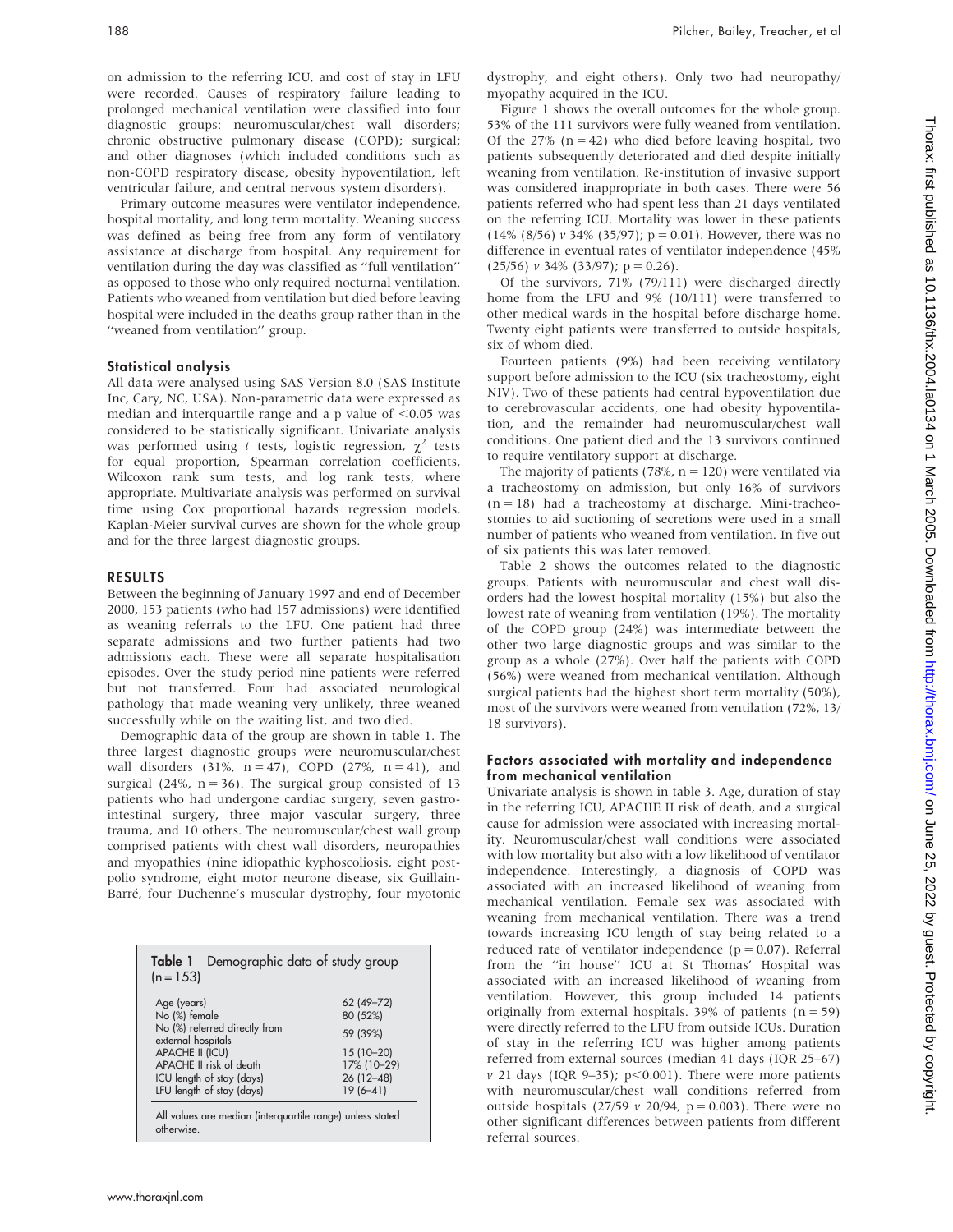on admission to the referring ICU, and cost of stay in LFU were recorded. Causes of respiratory failure leading to prolonged mechanical ventilation were classified into four diagnostic groups: neuromuscular/chest wall disorders; chronic obstructive pulmonary disease (COPD); surgical; and other diagnoses (which included conditions such as non-COPD respiratory disease, obesity hypoventilation, left ventricular failure, and central nervous system disorders).

Primary outcome measures were ventilator independence, hospital mortality, and long term mortality. Weaning success was defined as being free from any form of ventilatory assistance at discharge from hospital. Any requirement for ventilation during the day was classified as "full ventilation" as opposed to those who only required nocturnal ventilation. Patients who weaned from ventilation but died before leaving hospital were included in the deaths group rather than in the "weaned from ventilation" group.

### Statistical analysis

All data were analysed using SAS Version 8.0 (SAS Institute Inc, Cary, NC, USA). Non-parametric data were expressed as median and interquartile range and a p value of $<0.05$ was considered to be statistically significant. Univariate analysis was performed using *t* tests, logistic regression, $\chi^2$ tests for equal proportion, Spearman correlation coefficients, Wilcoxon rank sum tests, and log rank tests, where appropriate. Multivariate analysis was performed on survival time using Cox proportional hazards regression models. Kaplan-Meier survival curves are shown for the whole group and for the three largest diagnostic groups.

## RESULTS

Between the beginning of January 1997 and end of December 2000, 153 patients (who had 157 admissions) were identified as weaning referrals to the LFU. One patient had three separate admissions and two further patients had two admissions each. These were all separate hospitalisation episodes. Over the study period nine patients were referred but not transferred. Four had associated neurological pathology that made weaning very unlikely, three weaned successfully while on the waiting list, and two died.

Demographic data of the group are shown in table 1. The three largest diagnostic groups were neuromuscular/chest wall disorders (31%, n = 47), COPD (27%, n = 41), and surgical (24%, n = 36). The surgical group consisted of 13 patients who had undergone cardiac surgery, seven gastrointestinal surgery, three major vascular surgery, three trauma, and 10 others. The neuromuscular/chest wall group comprised patients with chest wall disorders, neuropathies and myopathies (nine idiopathic kyphoscoliosis, eight post-polio syndrome, eight motor neurone disease, six Guillain-Barré, four Duchenne's muscular dystrophy, four myotonic dystrophy, and eight others). Only two had neuropathy/myopathy acquired in the ICU.

**Table 1** Demographic data of study group (n = 153)

| | |
|---|---|
| Age (years) | 62 (49–72) |
| No (%) female | 80 (52%) |
| No (%) referred directly from external hospitals | 59 (39%) |
| APACHE II (ICU) | 15 (10–20) |
| APACHE II risk of death | 17% (10–29) |
| ICU length of stay (days) | 26 (12–48) |
| LFU length of stay (days) | 19 (6–41) |

All values are median (interquartile range) unless stated otherwise.

Figure 1 shows the overall outcomes for the whole group. 53% of the 111 survivors were fully weaned from ventilation. Of the 27% (n = 42) who died before leaving hospital, two patients subsequently deteriorated and died despite initially weaning from ventilation. Re-institution of invasive support was considered inappropriate in both cases. There were 56 patients referred who had spent less than 21 days ventilated on the referring ICU. Mortality was lower in these patients (14% (8/56) *v* 34% (35/97); p = 0.01). However, there was no difference in eventual rates of ventilator independence (45% (25/56) *v* 34% (33/97); p = 0.26).

Of the survivors, 71% (79/111) were discharged directly home from the LFU and 9% (10/111) were transferred to other medical wards in the hospital before discharge home. Twenty eight patients were transferred to outside hospitals, six of whom died.

Fourteen patients (9%) had been receiving ventilatory support before admission to the ICU (six tracheostomy, eight NIV). Two of these patients had central hypoventilation due to cerebrovascular accidents, one had obesity hypoventilation, and the remainder had neuromuscular/chest wall conditions. One patient died and the 13 survivors continued to require ventilatory support at discharge.

The majority of patients (78%, n = 120) were ventilated via a tracheostomy on admission, but only 16% of survivors (n = 18) had a tracheostomy at discharge. Mini-tracheostomies to aid suctioning of secretions were used in a small number of patients who weaned from ventilation. In five out of six patients this was later removed.

Table 2 shows the outcomes related to the diagnostic groups. Patients with neuromuscular and chest wall disorders had the lowest hospital mortality (15%) but also the lowest rate of weaning from ventilation (19%). The mortality of the COPD group (24%) was intermediate between the other two large diagnostic groups and was similar to the group as a whole (27%). Over half the patients with COPD (56%) were weaned from mechanical ventilation. Although surgical patients had the highest short term mortality (50%), most of the survivors were weaned from ventilation (72%, 13/18 survivors).

### Factors associated with mortality and independence from mechanical ventilation

Univariate analysis is shown in table 3. Age, duration of stay in the referring ICU, APACHE II risk of death, and a surgical cause for admission were associated with increasing mortality. Neuromuscular/chest wall conditions were associated with low mortality but also with a low likelihood of ventilator independence. Interestingly, a diagnosis of COPD was associated with an increased likelihood of weaning from mechanical ventilation. Female sex was associated with weaning from mechanical ventilation. There was a trend towards increasing ICU length of stay being related to a reduced rate of ventilator independence (p = 0.07). Referral from the "in house" ICU at St Thomas' Hospital was associated with an increased likelihood of weaning from ventilation. However, this group included 14 patients originally from external hospitals. 39% of patients (n = 59) were directly referred to the LFU from outside ICUs. Duration of stay in the referring ICU was higher among patients referred from external sources (median 41 days (IQR 25–67) *v* 21 days (IQR 9–35); p<0.001). There were more patients with neuromuscular/chest wall conditions referred from outside hospitals (27/59 *v* 20/94, p = 0.003). There were no other significant differences between patients from different referral sources.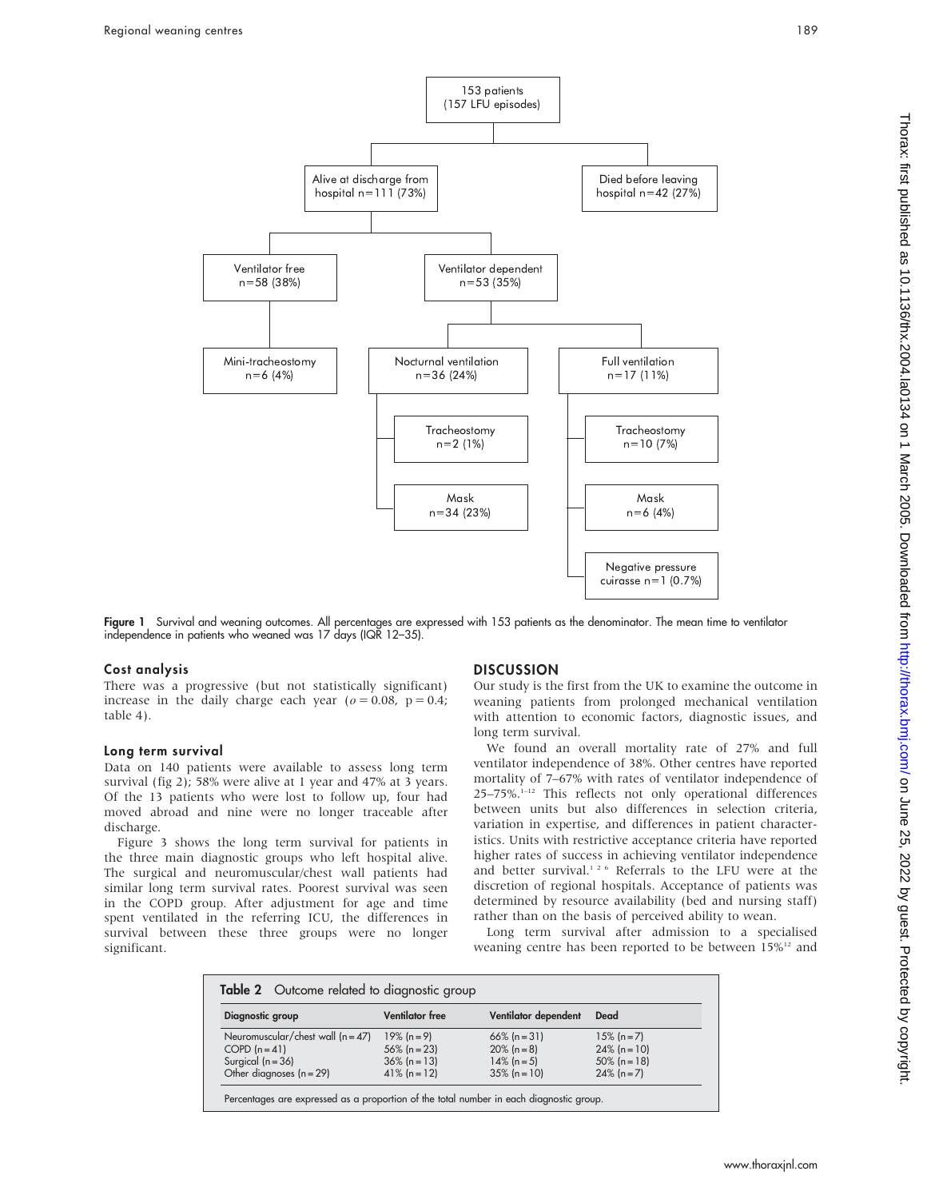153 patients (157 LFU episodes)

- Alive at discharge from hospital n=111 (73%)
  - Ventilator free n=58 (38%)
    - Mini-tracheostomy n=6 (4%)
  - Ventilator dependent n=53 (35%)
    - Nocturnal ventilation n=36 (24%)
      - Tracheostomy n=2 (1%)
      - Mask n=34 (23%)
    - Full ventilation n=17 (11%)
      - Tracheostomy n=10 (7%)
      - Mask n=6 (4%)
      - Negative pressure cuirasse n=1 (0.7%)
- Died before leaving hospital n=42 (27%)

**Figure 1** Survival and weaning outcomes. All percentages are expressed with 153 patients as the denominator. The mean time to ventilator independence in patients who weaned was 17 days (IQR 12–35).

### Cost analysis

There was a progressive (but not statistically significant) increase in the daily charge each year ($\rho = 0.08$, $p = 0.4$; table 4).

### Long term survival

Data on 140 patients were available to assess long term survival (fig 2); 58% were alive at 1 year and 47% at 3 years. Of the 13 patients who were lost to follow up, four had moved abroad and nine were no longer traceable after discharge.

Figure 3 shows the long term survival for patients in the three main diagnostic groups who left hospital alive. The surgical and neuromuscular/chest wall patients had similar long term survival rates. Poorest survival was seen in the COPD group. After adjustment for age and time spent ventilated in the referring ICU, the differences in survival between these three groups were no longer significant.

## DISCUSSION

Our study is the first from the UK to examine the outcome in weaning patients from prolonged mechanical ventilation with attention to economic factors, diagnostic issues, and long term survival.

We found an overall mortality rate of 27% and full ventilator independence of 38%. Other centres have reported mortality of 7–67% with rates of ventilator independence of 25–75%.[1–12] This reflects not only operational differences between units but also differences in selection criteria, variation in expertise, and differences in patient characteristics. Units with restrictive acceptance criteria have reported higher rates of success in achieving ventilator independence and better survival.[1 2 6] Referrals to the LFU were at the discretion of regional hospitals. Acceptance of patients was determined by resource availability (bed and nursing staff) rather than on the basis of perceived ability to wean.

Long term survival after admission to a specialised weaning centre has been reported to be between 15%[12] and

**Table 2** Outcome related to diagnostic group

| Diagnostic group | Ventilator free | Ventilator dependent | Dead |
|---|---|---|---|
| Neuromuscular/chest wall (n = 47) | 19% (n = 9) | 66% (n = 31) | 15% (n = 7) |
| COPD (n = 41) | 56% (n = 23) | 20% (n = 8) | 24% (n = 10) |
| Surgical (n = 36) | 36% (n = 13) | 14% (n = 5) | 50% (n = 18) |
| Other diagnoses (n = 29) | 41% (n = 12) | 35% (n = 10) | 24% (n = 7) |

Percentages are expressed as a proportion of the total number in each diagnostic group.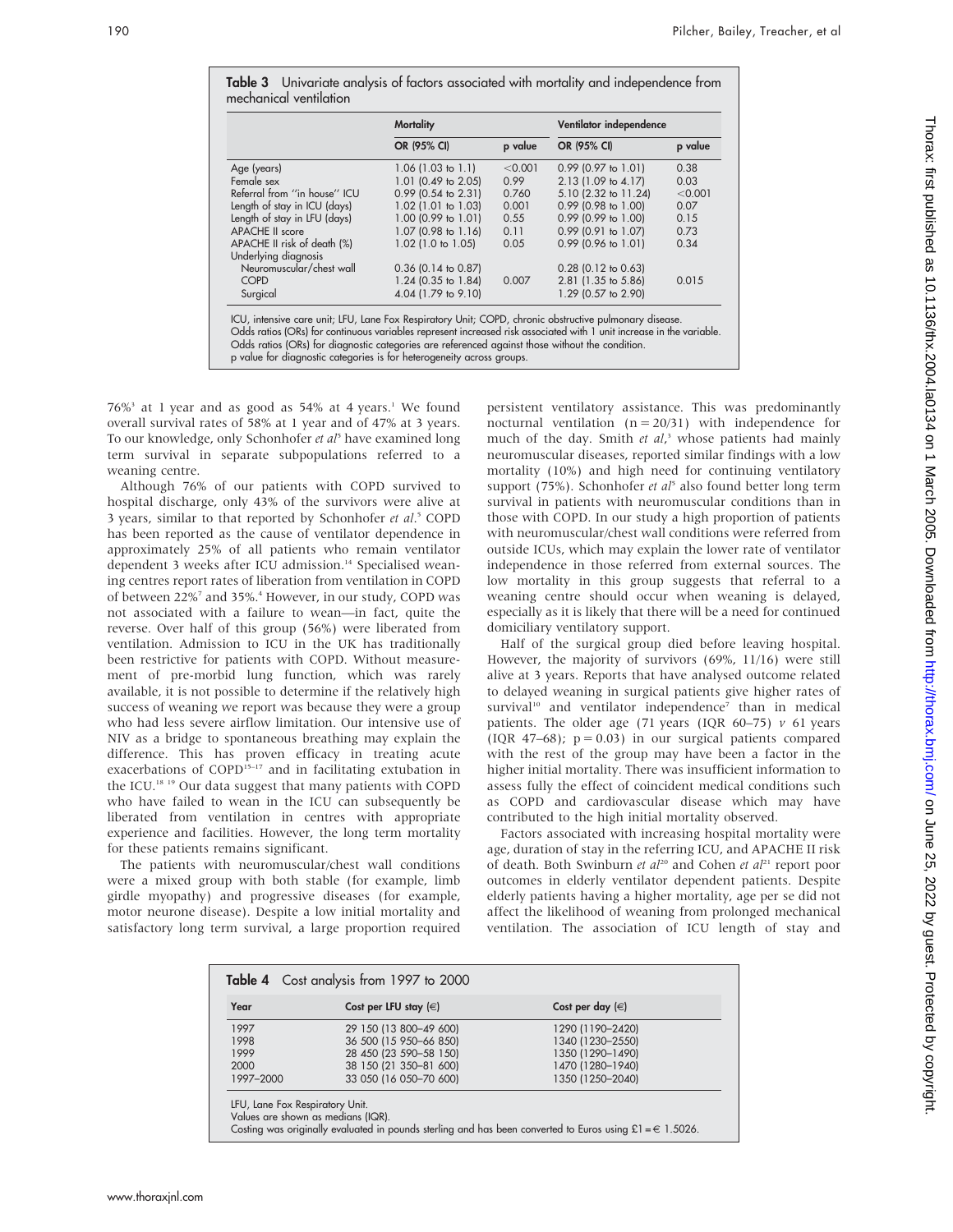**Table 3** Univariate analysis of factors associated with mortality and independence from mechanical ventilation

| | Mortality | | Ventilator independence | |
|---|---|---|---|---|
| | OR (95% CI) | p value | OR (95% CI) | p value |
| Age (years) | 1.06 (1.03 to 1.1) | <0.001 | 0.99 (0.97 to 1.01) | 0.38 |
| Female sex | 1.01 (0.49 to 2.05) | 0.99 | 2.13 (1.09 to 4.17) | 0.03 |
| Referral from "in house" ICU | 0.99 (0.54 to 2.31) | 0.760 | 5.10 (2.32 to 11.24) | <0.001 |
| Length of stay in ICU (days) | 1.02 (1.01 to 1.03) | 0.001 | 0.99 (0.98 to 1.00) | 0.07 |
| Length of stay in LFU (days) | 1.00 (0.99 to 1.01) | 0.55 | 0.99 (0.99 to 1.00) | 0.15 |
| APACHE II score | 1.07 (0.98 to 1.16) | 0.11 | 0.99 (0.91 to 1.07) | 0.73 |
| APACHE II risk of death (%) | 1.02 (1.0 to 1.05) | 0.05 | 0.99 (0.96 to 1.01) | 0.34 |
| Underlying diagnosis | | | | |
| Neuromuscular/chest wall | 0.36 (0.14 to 0.87) | | 0.28 (0.12 to 0.63) | |
| COPD | 1.24 (0.35 to 1.84) | 0.007 | 2.81 (1.35 to 5.86) | 0.015 |
| Surgical | 4.04 (1.79 to 9.10) | | 1.29 (0.57 to 2.90) | |

ICU, intensive care unit; LFU, Lane Fox Respiratory Unit; COPD, chronic obstructive pulmonary disease.
Odds ratios (ORs) for continuous variables represent increased risk associated with 1 unit increase in the variable.
Odds ratios (ORs) for diagnostic categories are referenced against those without the condition.
p value for diagnostic categories is for heterogeneity across groups.

76%[3] at 1 year and as good as 54% at 4 years.[1] We found overall survival rates of 58% at 1 year and of 47% at 3 years. To our knowledge, only Schonhofer *et al*[5] have examined long term survival in separate subpopulations referred to a weaning centre.

Although 76% of our patients with COPD survived to hospital discharge, only 43% of the survivors were alive at 3 years, similar to that reported by Schonhofer *et al*.[5] COPD has been reported as the cause of ventilator dependence in approximately 25% of all patients who remain ventilator dependent 3 weeks after ICU admission.[14] Specialised weaning centres report rates of liberation from ventilation in COPD of between 22%[7] and 35%.[4] However, in our study, COPD was not associated with a failure to wean—in fact, quite the reverse. Over half of this group (56%) were liberated from ventilation. Admission to ICU in the UK has traditionally been restrictive for patients with COPD. Without measurement of pre-morbid lung function, which was rarely available, it is not possible to determine if the relatively high success of weaning we report was because they were a group who had less severe airflow limitation. Our intensive use of NIV as a bridge to spontaneous breathing may explain the difference. This has proven efficacy in treating acute exacerbations of COPD[15–17] and in facilitating extubation in the ICU.[18 19] Our data suggest that many patients with COPD who have failed to wean in the ICU can subsequently be liberated from ventilation in centres with appropriate experience and facilities. However, the long term mortality for these patients remains significant.

The patients with neuromuscular/chest wall conditions were a mixed group with both stable (for example, limb girdle myopathy) and progressive diseases (for example, motor neurone disease). Despite a low initial mortality and satisfactory long term survival, a large proportion required persistent ventilatory assistance. This was predominantly nocturnal ventilation (n = 20/31) with independence for much of the day. Smith *et al*,[3] whose patients had mainly neuromuscular diseases, reported similar findings with a low mortality (10%) and high need for continuing ventilatory support (75%). Schonhofer *et al*[5] also found better long term survival in patients with neuromuscular conditions than in those with COPD. In our study a high proportion of patients with neuromuscular/chest wall conditions were referred from outside ICUs, which may explain the lower rate of ventilator independence in those referred from external sources. The low mortality in this group suggests that referral to a weaning centre should occur when weaning is delayed, especially as it is likely that there will be a need for continued domiciliary ventilatory support.

Half of the surgical group died before leaving hospital. However, the majority of survivors (69%, 11/16) were still alive at 3 years. Reports that have analysed outcome related to delayed weaning in surgical patients give higher rates of survival[10] and ventilator independence[7] than in medical patients. The older age (71 years (IQR 60–75) *v* 61 years (IQR 47–68); p = 0.03) in our surgical patients compared with the rest of the group may have been a factor in the higher initial mortality. There was insufficient information to assess fully the effect of coincident medical conditions such as COPD and cardiovascular disease which may have contributed to the high initial mortality observed.

Factors associated with increasing hospital mortality were age, duration of stay in the referring ICU, and APACHE II risk of death. Both Swinburn *et al*[20] and Cohen *et al*[21] report poor outcomes in elderly ventilator dependent patients. Despite elderly patients having a higher mortality, age per se did not affect the likelihood of weaning from prolonged mechanical ventilation. The association of ICU length of stay and

**Table 4** Cost analysis from 1997 to 2000

| Year | Cost per LFU stay (€) | Cost per day (€) |
|---|---|---|
| 1997 | 29 150 (13 800–49 600) | 1290 (1190–2420) |
| 1998 | 36 500 (15 950–66 850) | 1340 (1230–2550) |
| 1999 | 28 450 (23 590–58 150) | 1350 (1290–1490) |
| 2000 | 38 150 (21 350–81 600) | 1470 (1280–1940) |
| 1997–2000 | 33 050 (16 050–70 600) | 1350 (1250–2040) |

LFU, Lane Fox Respiratory Unit.
Values are shown as medians (IQR).
Costing was originally evaluated in pounds sterling and has been converted to Euros using £1 = € 1.5026.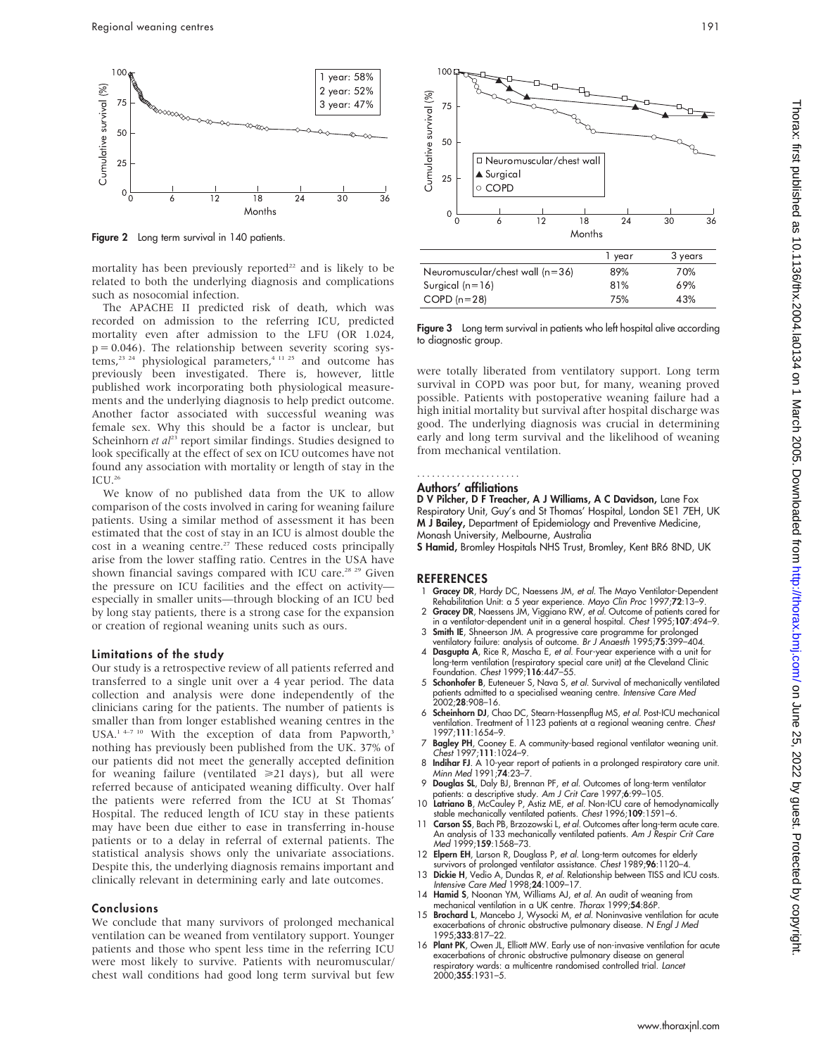Figure 2 Long term survival in 140 patients.

mortality has been previously reported[22] and is likely to be related to both the underlying diagnosis and complications such as nosocomial infection.

The APACHE II predicted risk of death, which was recorded on admission to the referring ICU, predicted mortality even after admission to the LFU (OR 1.024, $p = 0.046$). The relationship between severity scoring systems,[23 24] physiological parameters,[4 11 25] and outcome has previously been investigated. There is, however, little published work incorporating both physiological measurements and the underlying diagnosis to help predict outcome. Another factor associated with successful weaning was female sex. Why this should be a factor is unclear, but Scheinhorn *et al*[23] report similar findings. Studies designed to look specifically at the effect of sex on ICU outcomes have not found any association with mortality or length of stay in the ICU.[26]

We know of no published data from the UK to allow comparison of the costs involved in caring for weaning failure patients. Using a similar method of assessment it has been estimated that the cost of stay in an ICU is almost double the cost in a weaning centre.[27] These reduced costs principally arise from the lower staffing ratio. Centres in the USA have shown financial savings compared with ICU care.[28 29] Given the pressure on ICU facilities and the effect on activity—especially in smaller units—through blocking of an ICU bed by long stay patients, there is a strong case for the expansion or creation of regional weaning units such as ours.

### Limitations of the study

Our study is a retrospective review of all patients referred and transferred to a single unit over a 4 year period. The data collection and analysis were done independently of the clinicians caring for the patients. The number of patients is smaller than from longer established weaning centres in the USA.[1 4–7 10] With the exception of data from Papworth,[3] nothing has previously been published from the UK. 37% of our patients did not meet the generally accepted definition for weaning failure (ventilated ≥21 days), but all were referred because of anticipated weaning difficulty. Over half the patients were referred from the ICU at St Thomas' Hospital. The reduced length of ICU stay in these patients may have been due either to ease in transferring in-house patients or to a delay in referral of external patients. The statistical analysis shows only the univariate associations. Despite this, the underlying diagnosis remains important and clinically relevant in determining early and late outcomes.

### Conclusions

We conclude that many survivors of prolonged mechanical ventilation can be weaned from ventilatory support. Younger patients and those who spent less time in the referring ICU were most likely to survive. Patients with neuromuscular/chest wall conditions had good long term survival but few were totally liberated from ventilatory support. Long term survival in COPD was poor but, for many, weaning proved possible. Patients with postoperative weaning failure had a high initial mortality but survival after hospital discharge was good. The underlying diagnosis was crucial in determining early and long term survival and the likelihood of weaning from mechanical ventilation.

| | 1 year | 3 years |
|---|---|---|
| Neuromuscular/chest wall (n=36) | 89% | 70% |
| Surgical (n=16) | 81% | 69% |
| COPD (n=28) | 75% | 43% |

Figure 3 Long term survival in patients who left hospital alive according to diagnostic group.

### Authors' affiliations

**D V Pilcher, D F Treacher, A J Williams, A C Davidson,** Lane Fox Respiratory Unit, Guy's and St Thomas' Hospital, London SE1 7EH, UK
**M J Bailey,** Department of Epidemiology and Preventive Medicine, Monash University, Melbourne, Australia
**S Hamid,** Bromley Hospitals NHS Trust, Bromley, Kent BR6 8ND, UK

## REFERENCES

1. **Gracey DR**, Hardy DC, Naessens JM, *et al*. The Mayo Ventilator-Dependent Rehabilitation Unit: a 5 year experience. *Mayo Clin Proc* 1997;**72**:13–9.
2. **Gracey DR**, Naessens JM, Viggiano RW, *et al*. Outcome of patients cared for in a ventilator-dependent unit in a general hospital. *Chest* 1995;**107**:494–9.
3. **Smith IE**, Shneerson JM. A progressive care programme for prolonged ventilatory failure: analysis of outcome. *Br J Anaesth* 1995;**75**:399–404.
4. **Dasgupta A**, Rice R, Mascha E, *et al*. Four-year experience with a unit for long-term ventilation (respiratory special care unit) at the Cleveland Clinic Foundation. *Chest* 1999;**116**:447–55.
5. **Schonhofer B**, Euteneuer S, Nava S, *et al*. Survival of mechanically ventilated patients admitted to a specialised weaning centre. *Intensive Care Med* 2002;**28**:908–16.
6. **Scheinhorn DJ**, Chao DC, Stearn-Hassenpflug MS, *et al*. Post-ICU mechanical ventilation. Treatment of 1123 patients at a regional weaning centre. *Chest* 1997;**111**:1654–9.
7. **Bagley PH**, Cooney E. A community-based regional ventilator weaning unit. *Chest* 1997;**111**:1024–9.
8. **Indihar FJ**. A 10-year report of patients in a prolonged respiratory care unit. *Minn Med* 1991;**74**:23–7.
9. **Douglas SL**, Daly BJ, Brennan PF, *et al*. Outcomes of long-term ventilator patients: a descriptive study. *Am J Crit Care* 1997;**6**:99–105.
10. **Latriano B**, McCauley P, Astiz ME, *et al*. Non-ICU care of hemodynamically stable mechanically ventilated patients. *Chest* 1996;**109**:1591–6.
11. **Carson SS**, Bach PB, Brzozowski L, *et al*. Outcomes after long-term acute care. An analysis of 133 mechanically ventilated patients. *Am J Respir Crit Care Med* 1999;**159**:1568–73.
12. **Elpern EH**, Larson R, Douglass P, *et al*. Long-term outcomes for elderly survivors of prolonged ventilator assistance. *Chest* 1989;**96**:1120–4.
13. **Dickie H**, Vedio A, Dundas R, *et al*. Relationship between TISS and ICU costs. *Intensive Care Med* 1998;**24**:1009–17.
14. **Hamid S**, Noonan YM, Williams AJ, *et al*. An audit of weaning from mechanical ventilation in a UK centre. *Thorax* 1999;**54**:86P.
15. **Brochard L**, Mancebo J, Wysocki M, *et al*. Noninvasive ventilation for acute exacerbations of chronic obstructive pulmonary disease. *N Engl J Med* 1995;**333**:817–22.
16. **Plant PK**, Owen JL, Elliott MW. Early use of non-invasive ventilation for acute exacerbations of chronic obstructive pulmonary disease on general respiratory wards: a multicentre randomised controlled trial. *Lancet* 2000;**355**:1931–5.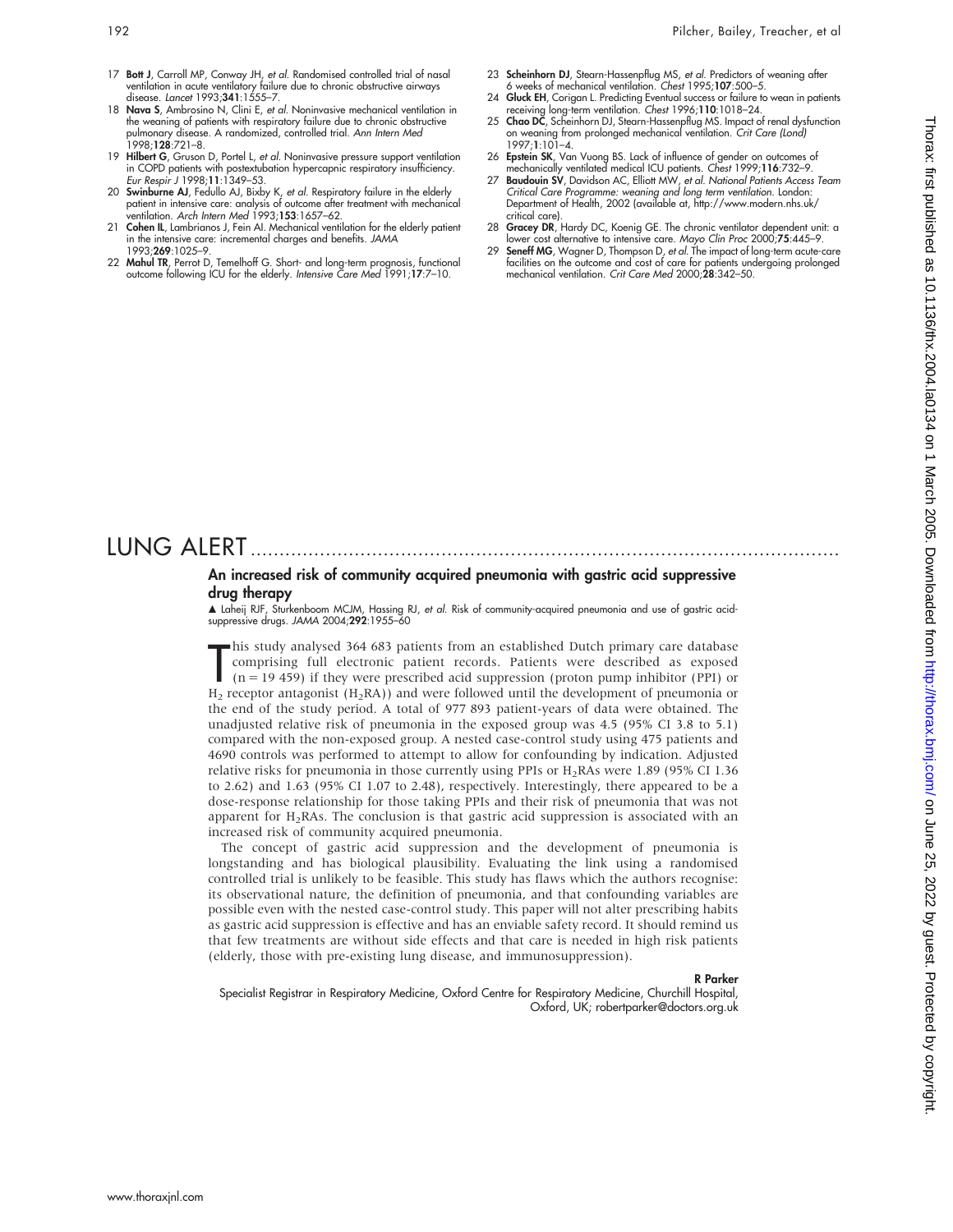17 **Bott J**, Carroll MP, Conway JH, *et al*. Randomised controlled trial of nasal ventilation in acute ventilatory failure due to chronic obstructive airways disease. *Lancet* 1993;**341**:1555–7.

18 **Nava S**, Ambrosino N, Clini E, *et al*. Noninvasive mechanical ventilation in the weaning of patients with respiratory failure due to chronic obstructive pulmonary disease. A randomized, controlled trial. *Ann Intern Med* 1998;**128**:721–8.

19 **Hilbert G**, Gruson D, Portel L, *et al*. Noninvasive pressure support ventilation in COPD patients with postextubation hypercapnic respiratory insufficiency. *Eur Respir J* 1998;**11**:1349–53.

20 **Swinburne AJ**, Fedullo AJ, Bixby K, *et al*. Respiratory failure in the elderly patient in intensive care: analysis of outcome after treatment with mechanical ventilation. *Arch Intern Med* 1993;**153**:1657–62.

21 **Cohen IL**, Lambrianos J, Fein AI. Mechanical ventilation for the elderly patient in the intensive care: incremental charges and benefits. *JAMA* 1993;**269**:1025–9.

22 **Mahul TR**, Perrot D, Temelhoff G. Short- and long-term prognosis, functional outcome following ICU for the elderly. *Intensive Care Med* 1991;**17**:7–10.

23 **Scheinhorn DJ**, Stearn-Hassenpflug MS, *et al*. Predictors of weaning after 6 weeks of mechanical ventilation. *Chest* 1995;**107**:500–5.

24 **Gluck EH**, Corigan L. Predicting Eventual success or failure to wean in patients receiving long-term ventilation. *Chest* 1996;**110**:1018–24.

25 **Chao DC**, Scheinhorn DJ, Stearn-Hassenpflug MS. Impact of renal dysfunction on weaning from prolonged mechanical ventilation. *Crit Care (Lond)* 1997;**1**:101–4.

26 **Epstein SK**, Van Vuong BS. Lack of influence of gender on outcomes of mechanically ventilated medical ICU patients. *Chest* 1999;**116**:732–9.

27 **Baudouin SV**, Davidson AC, Elliott MW, *et al*. *National Patients Access Team Critical Care Programme: weaning and long term ventilation*. London: Department of Health, 2002 (available at, http://www.modern.nhs.uk/critical care).

28 **Gracey DR**, Hardy DC, Koenig GE. The chronic ventilator dependent unit: a lower cost alternative to intensive care. *Mayo Clin Proc* 2000;**75**:445–9.

29 **Seneff MG**, Wagner D, Thompson D, *et al*. The impact of long-term acute-care facilities on the outcome and cost of care for patients undergoing prolonged mechanical ventilation. *Crit Care Med* 2000;**28**:342–50.

# LUNG ALERT

## An increased risk of community acquired pneumonia with gastric acid suppressive drug therapy

▲ Laheij RJF, Sturkenboom MCJM, Hassing RJ, *et al*. Risk of community-acquired pneumonia and use of gastric acid-suppressive drugs. *JAMA* 2004;**292**:1955–60

This study analysed 364 683 patients from an established Dutch primary care database comprising full electronic patient records. Patients were described as exposed (n = 19 459) if they were prescribed acid suppression (proton pump inhibitor (PPI) or $H_2$ receptor antagonist ($H_2RA$)) and were followed until the development of pneumonia or the end of the study period. A total of 977 893 patient-years of data were obtained. The unadjusted relative risk of pneumonia in the exposed group was 4.5 (95% CI 3.8 to 5.1) compared with the non-exposed group. A nested case-control study using 475 patients and 4690 controls was performed to attempt to allow for confounding by indication. Adjusted relative risks for pneumonia in those currently using PPIs or $H_2RAs$ were 1.89 (95% CI 1.36 to 2.62) and 1.63 (95% CI 1.07 to 2.48), respectively. Interestingly, there appeared to be a dose-response relationship for those taking PPIs and their risk of pneumonia that was not apparent for $H_2RAs$. The conclusion is that gastric acid suppression is associated with an increased risk of community acquired pneumonia.

The concept of gastric acid suppression and the development of pneumonia is longstanding and has biological plausibility. Evaluating the link using a randomised controlled trial is unlikely to be feasible. This study has flaws which the authors recognise: its observational nature, the definition of pneumonia, and that confounding variables are possible even with the nested case-control study. This paper will not alter prescribing habits as gastric acid suppression is effective and has an enviable safety record. It should remind us that few treatments are without side effects and that care is needed in high risk patients (elderly, those with pre-existing lung disease, and immunosuppression).

**R Parker**

Specialist Registrar in Respiratory Medicine, Oxford Centre for Respiratory Medicine, Churchill Hospital, Oxford, UK; robertparker@doctors.org.uk